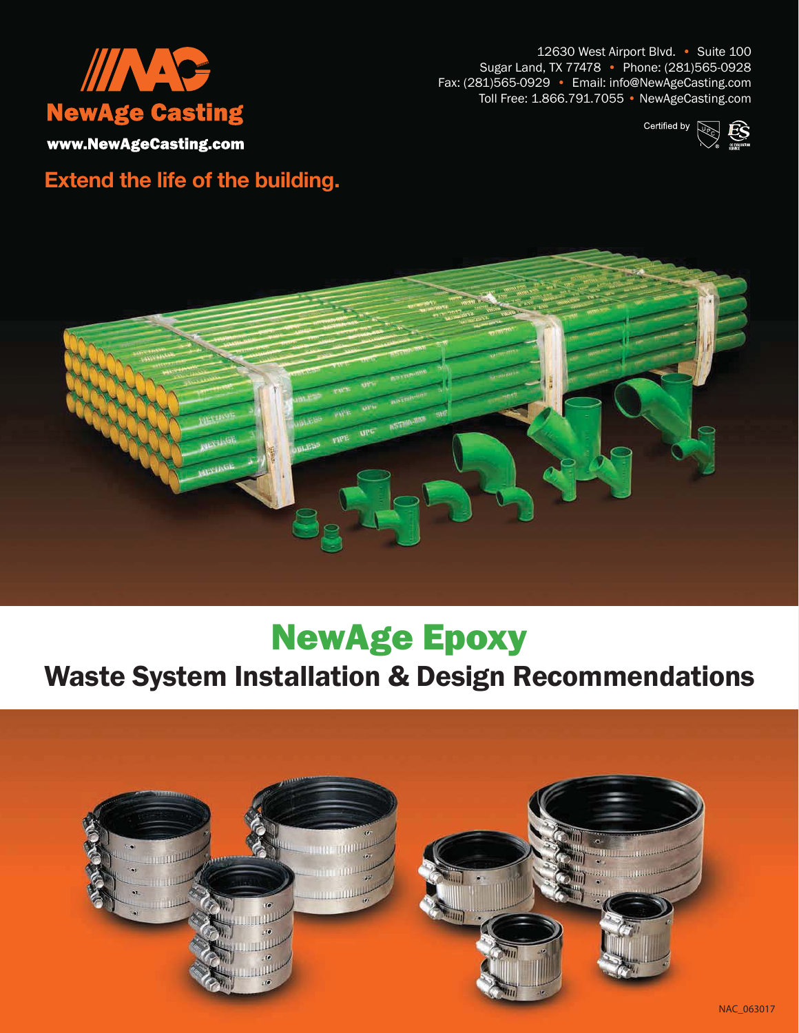NewAge Casting

www.NewAgeCasting.com

12630 West Airport Blvd. • Suite 100
Sugar Land, TX 77478 • Phone: (281)565-0928
Fax: (281)565-0929 • Email: info@NewAgeCasting.com
Toll Free: 1.866.791.7055 • NewAgeCasting.com

Certified by

**Extend the life of the building.**

# NewAge Epoxy

## Waste System Installation & Design Recommendations

NAC_063017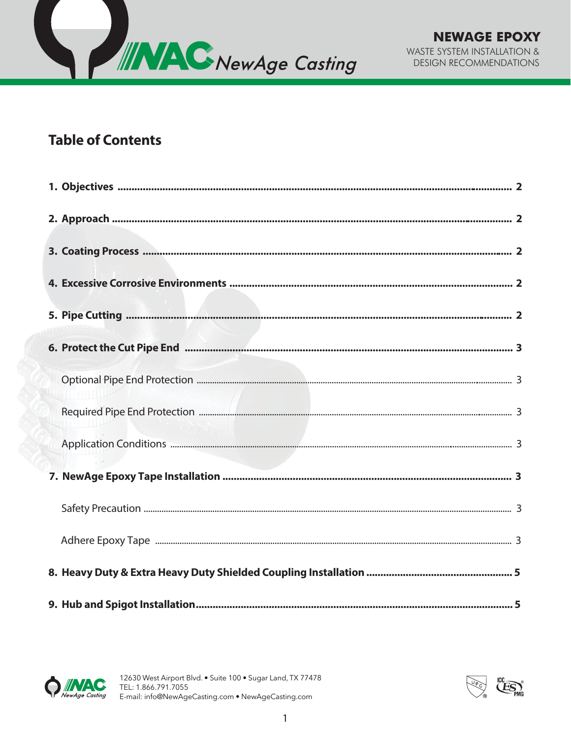# Table of Contents

1. **Objectives** .......................................... 2
2. **Approach** .......................................... 2
3. **Coating Process** .......................................... 2
4. **Excessive Corrosive Environments** .......................................... 2
5. **Pipe Cutting** .......................................... 2
6. **Protect the Cut Pipe End** .......................................... 3
    - Optional Pipe End Protection .......................................... 3
    - Required Pipe End Protection .......................................... 3
    - Application Conditions .......................................... 3
7. **NewAge Epoxy Tape Installation** .......................................... 3
    - Safety Precaution .......................................... 3
    - Adhere Epoxy Tape .......................................... 3
8. **Heavy Duty & Extra Heavy Duty Shielded Coupling Installation** .......................................... 5
9. **Hub and Spigot Installation** .......................................... 5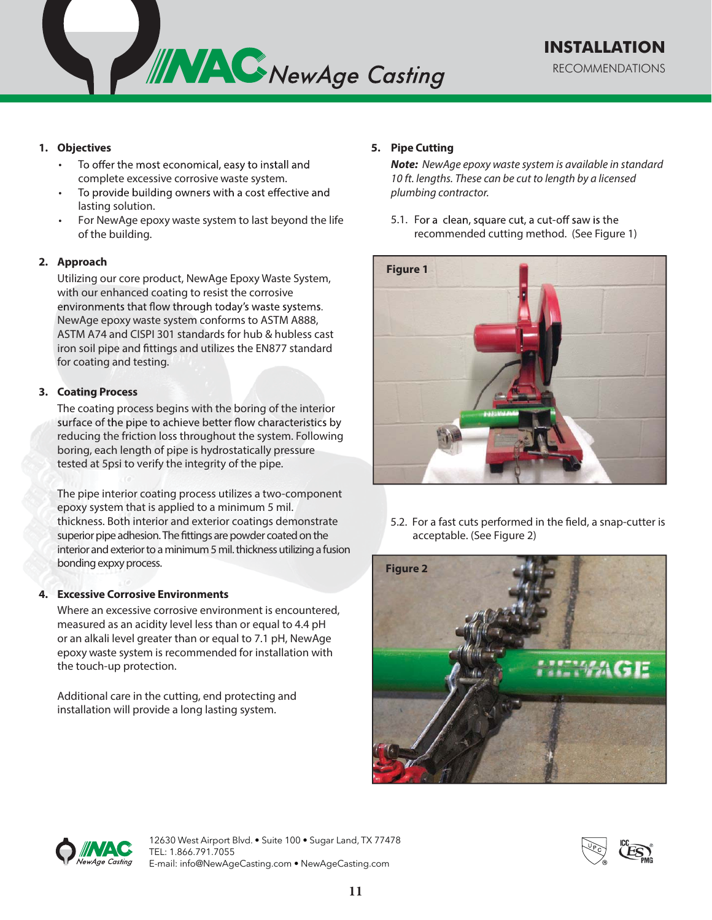# INSTALLATION

RECOMMENDATIONS

1. **Objectives**
   - To offer the most economical, easy to install and complete excessive corrosive waste system.
   - To provide building owners with a cost effective and lasting solution.
   - For NewAge epoxy waste system to last beyond the life of the building.

2. **Approach**

   Utilizing our core product, NewAge Epoxy Waste System, with our enhanced coating to resist the corrosive environments that flow through today's waste systems. NewAge epoxy waste system conforms to ASTM A888, ASTM A74 and CISPI 301 standards for hub & hubless cast iron soil pipe and fittings and utilizes the EN877 standard for coating and testing.

3. **Coating Process**

   The coating process begins with the boring of the interior surface of the pipe to achieve better flow characteristics by reducing the friction loss throughout the system. Following boring, each length of pipe is hydrostatically pressure tested at 5psi to verify the integrity of the pipe.

   The pipe interior coating process utilizes a two-component epoxy system that is applied to a minimum 5 mil. thickness. Both interior and exterior coatings demonstrate superior pipe adhesion. The fittings are powder coated on the interior and exterior to a minimum 5 mil. thickness utilizing a fusion bonding expxy process.

4. **Excessive Corrosive Environments**

   Where an excessive corrosive environment is encountered, measured as an acidity level less than or equal to 4.4 pH or an alkali level greater than or equal to 7.1 pH, NewAge epoxy waste system is recommended for installation with the touch-up protection.

   Additional care in the cutting, end protecting and installation will provide a long lasting system.

5. **Pipe Cutting**

   ***Note:** NewAge epoxy waste system is available in standard 10 ft. lengths. These can be cut to length by a licensed plumbing contractor.*

   5.1. For a clean, square cut, a cut-off saw is the recommended cutting method. (See Figure 1)

   **Figure 1**

   5.2. For a fast cuts performed in the field, a snap-cutter is acceptable. (See Figure 2)

   **Figure 2**

12630 West Airport Blvd. • Suite 100 • Sugar Land, TX 77478
TEL: 1.866.791.7055
E-mail: info@NewAgeCasting.com • NewAgeCasting.com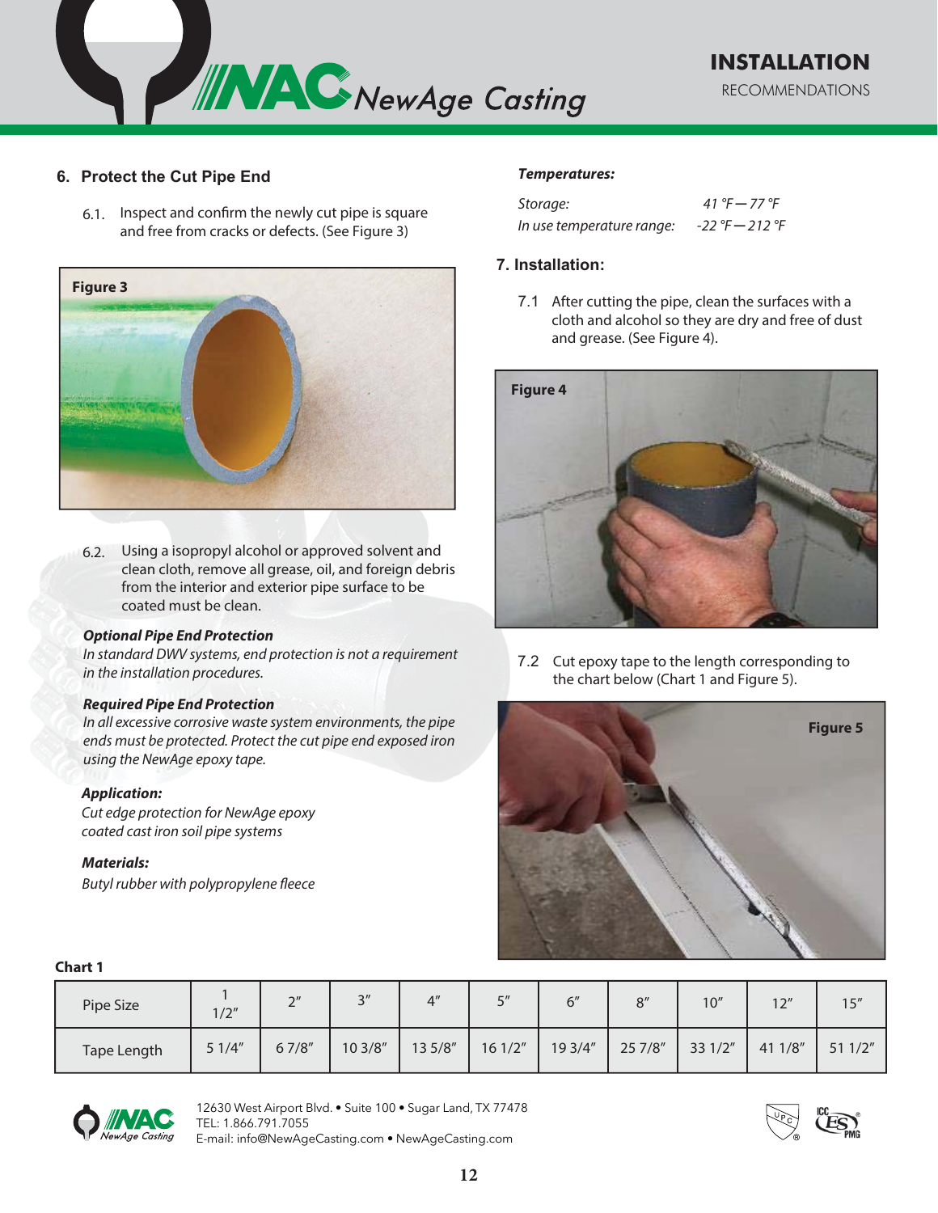## 6. Protect the Cut Pipe End

6.1. Inspect and confirm the newly cut pipe is square and free from cracks or defects. (See Figure 3)

Figure 3

6.2. Using a isopropyl alcohol or approved solvent and clean cloth, remove all grease, oil, and foreign debris from the interior and exterior pipe surface to be coated must be clean.

***Optional Pipe End Protection***
*In standard DWV systems, end protection is not a requirement in the installation procedures.*

***Required Pipe End Protection***
*In all excessive corrosive waste system environments, the pipe ends must be protected. Protect the cut pipe end exposed iron using the NewAge epoxy tape.*

***Application:***
*Cut edge protection for NewAge epoxy coated cast iron soil pipe systems*

***Materials:***
*Butyl rubber with polypropylene fleece*

***Temperatures:***

*Storage:* *41 °F — 77 °F*
*In use temperature range:* *-22 °F — 212 °F*

## 7. Installation:

7.1 After cutting the pipe, clean the surfaces with a cloth and alcohol so they are dry and free of dust and grease. (See Figure 4).

Figure 4

7.2 Cut epoxy tape to the length corresponding to the chart below (Chart 1 and Figure 5).

Figure 5

**Chart 1**

| Pipe Size | 1 1/2″ | 2″ | 3″ | 4″ | 5″ | 6″ | 8″ | 10″ | 12″ | 15″ |
|---|---|---|---|---|---|---|---|---|---|---|
| Tape Length | 5 1/4″ | 6 7/8″ | 10 3/8″ | 13 5/8″ | 16 1/2″ | 19 3/4″ | 25 7/8″ | 33 1/2″ | 41 1/8″ | 51 1/2″ |

12630 West Airport Blvd. • Suite 100 • Sugar Land, TX 77478
TEL: 1.866.791.7055
E-mail: info@NewAgeCasting.com • NewAgeCasting.com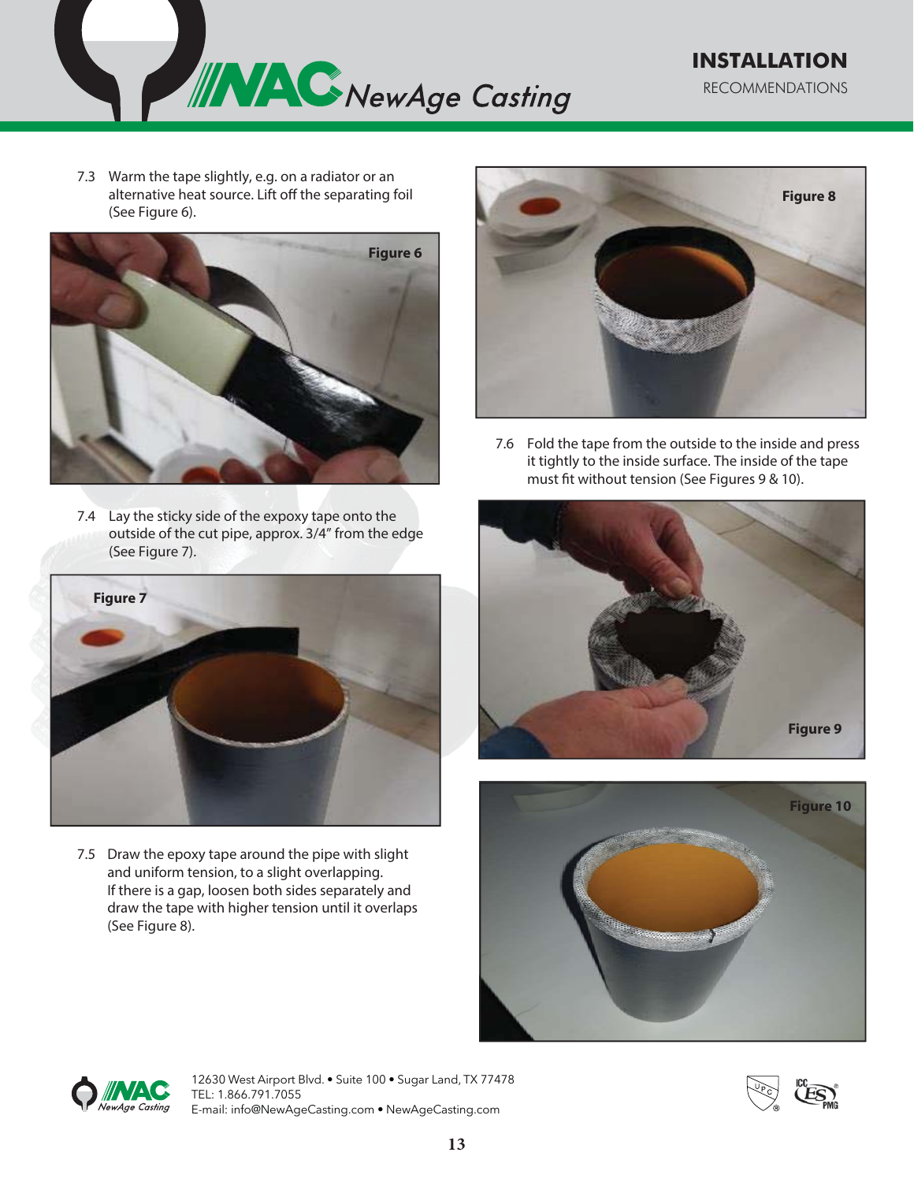7.3 Warm the tape slightly, e.g. on a radiator or an alternative heat source. Lift off the separating foil (See Figure 6).

Figure 6

7.4 Lay the sticky side of the expoxy tape onto the outside of the cut pipe, approx. 3/4" from the edge (See Figure 7).

Figure 7

7.5 Draw the epoxy tape around the pipe with slight and uniform tension, to a slight overlapping. If there is a gap, loosen both sides separately and draw the tape with higher tension until it overlaps (See Figure 8).

Figure 8

7.6 Fold the tape from the outside to the inside and press it tightly to the inside surface. The inside of the tape must fit without tension (See Figures 9 & 10).

Figure 9

Figure 10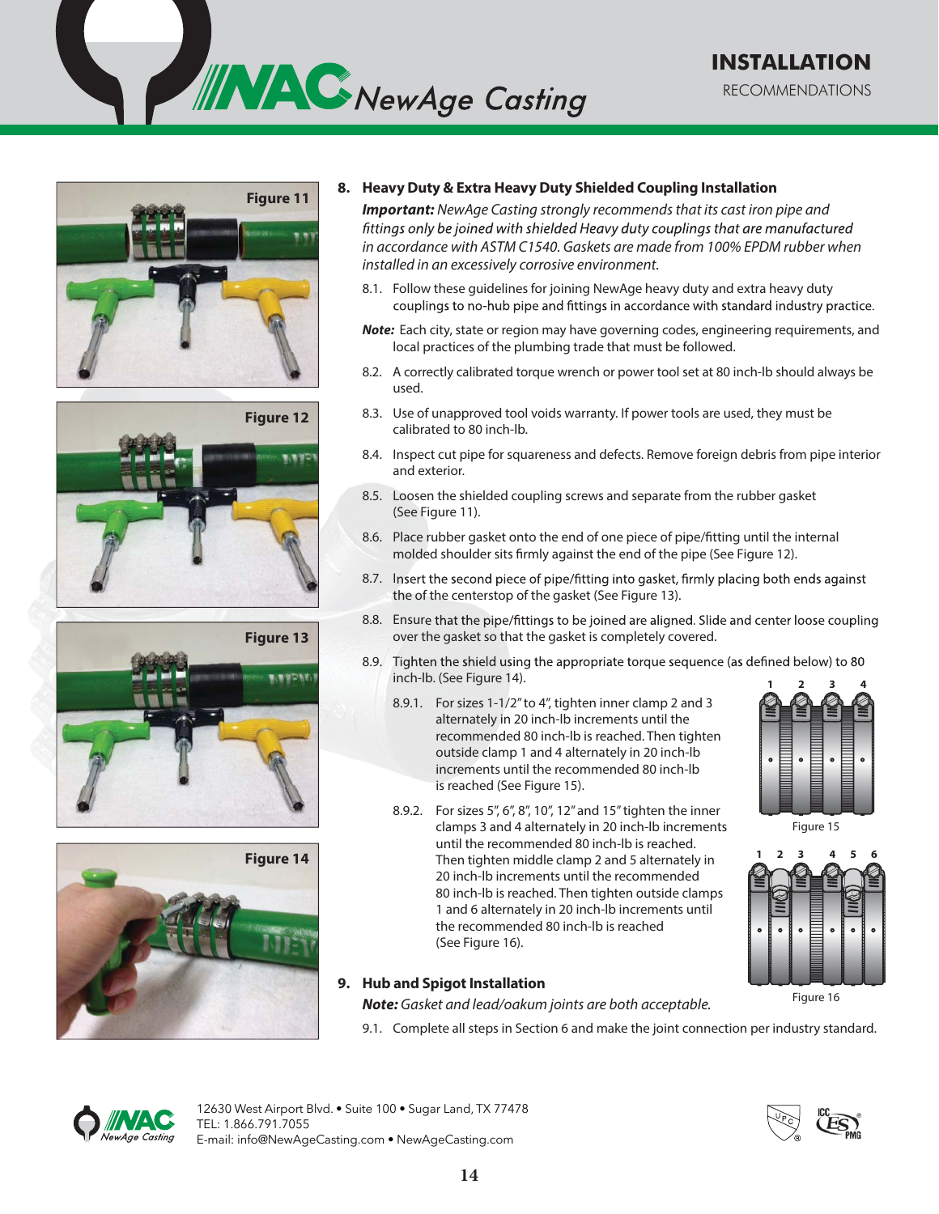Figure 11

Figure 12

Figure 13

Figure 14

## 8. Heavy Duty & Extra Heavy Duty Shielded Coupling Installation

***Important:*** *NewAge Casting strongly recommends that its cast iron pipe and fittings only be joined with shielded Heavy duty couplings that are manufactured in accordance with ASTM C1540. Gaskets are made from 100% EPDM rubber when installed in an excessively corrosive environment.*

8.1. Follow these guidelines for joining NewAge heavy duty and extra heavy duty couplings to no-hub pipe and fittings in accordance with standard industry practice.

***Note:*** Each city, state or region may have governing codes, engineering requirements, and local practices of the plumbing trade that must be followed.

8.2. A correctly calibrated torque wrench or power tool set at 80 inch-lb should always be used.

8.3. Use of unapproved tool voids warranty. If power tools are used, they must be calibrated to 80 inch-lb.

8.4. Inspect cut pipe for squareness and defects. Remove foreign debris from pipe interior and exterior.

8.5. Loosen the shielded coupling screws and separate from the rubber gasket (See Figure 11).

8.6. Place rubber gasket onto the end of one piece of pipe/fitting until the internal molded shoulder sits firmly against the end of the pipe (See Figure 12).

8.7. Insert the second piece of pipe/fitting into gasket, firmly placing both ends against the of the centerstop of the gasket (See Figure 13).

8.8. Ensure that the pipe/fittings to be joined are aligned. Slide and center loose coupling over the gasket so that the gasket is completely covered.

8.9. Tighten the shield using the appropriate torque sequence (as defined below) to 80 inch-lb. (See Figure 14).

8.9.1. For sizes 1-1/2" to 4", tighten inner clamp 2 and 3 alternately in 20 inch-lb increments until the recommended 80 inch-lb is reached. Then tighten outside clamp 1 and 4 alternately in 20 inch-lb increments until the recommended 80 inch-lb is reached (See Figure 15).

8.9.2. For sizes 5", 6", 8", 10", 12" and 15" tighten the inner clamps 3 and 4 alternately in 20 inch-lb increments until the recommended 80 inch-lb is reached. Then tighten middle clamp 2 and 5 alternately in 20 inch-lb increments until the recommended 80 inch-lb is reached. Then tighten outside clamps 1 and 6 alternately in 20 inch-lb increments until the recommended 80 inch-lb is reached (See Figure 16).

1 2 3 4

Figure 15

1 2 3 4 5 6

Figure 16

## 9. Hub and Spigot Installation

***Note:*** *Gasket and lead/oakum joints are both acceptable.*

9.1. Complete all steps in Section 6 and make the joint connection per industry standard.

12630 West Airport Blvd. • Suite 100 • Sugar Land, TX 77478
TEL: 1.866.791.7055
E-mail: info@NewAgeCasting.com • NewAgeCasting.com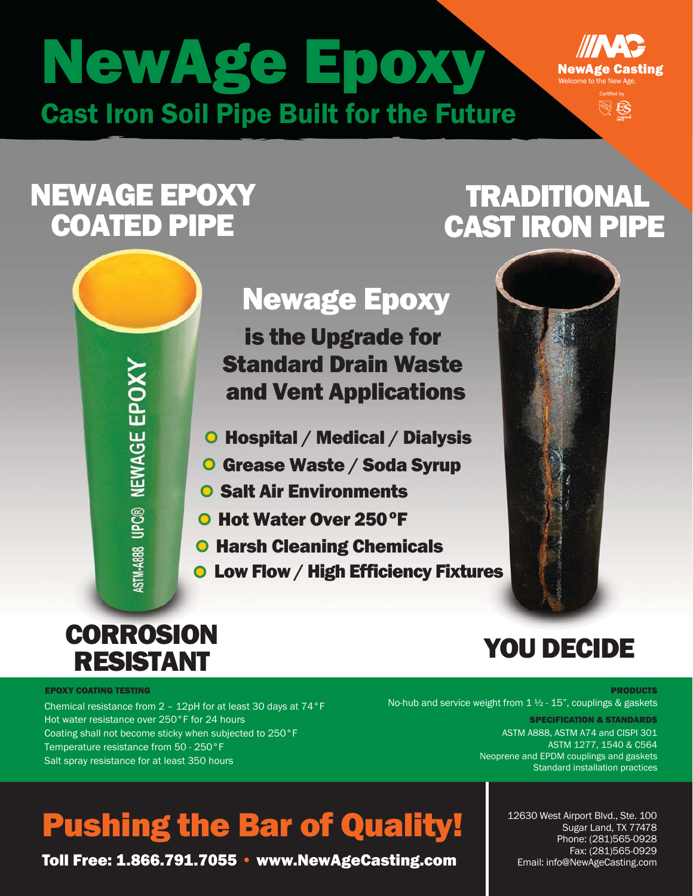# NewAge Epoxy

## Cast Iron Soil Pipe Built for the Future

NewAge Casting
Welcome to the New Age.
Certified by

## NEWAGE EPOXY COATED PIPE

## TRADITIONAL CAST IRON PIPE

ASTM-A888 UPC® NEWAGE EPOXY

### Newage Epoxy

**is the Upgrade for Standard Drain Waste and Vent Applications**

- **Hospital / Medical / Dialysis**
- **Grease Waste / Soda Syrup**
- **Salt Air Environments**
- **Hot Water Over 250°F**
- **Harsh Cleaning Chemicals**
- **Low Flow / High Efficiency Fixtures**

## CORROSION RESISTANT

## YOU DECIDE

**EPOXY COATING TESTING**

Chemical resistance from 2 – 12pH for at least 30 days at 74°F
Hot water resistance over 250°F for 24 hours
Coating shall not become sticky when subjected to 250°F
Temperature resistance from 50 - 250°F
Salt spray resistance for at least 350 hours

**PRODUCTS**

No-hub and service weight from 1 ½ - 15", couplings & gaskets

**SPECIFICATION & STANDARDS**

ASTM A888, ASTM A74 and CISPI 301
ASTM 1277, 1540 & C564
Neoprene and EPDM couplings and gaskets
Standard installation practices

# Pushing the Bar of Quality!

**Toll Free: 1.866.791.7055 • www.NewAgeCasting.com**

12630 West Airport Blvd., Ste. 100
Sugar Land, TX 77478
Phone: (281)565-0928
Fax: (281)565-0929
Email: info@NewAgeCasting.com